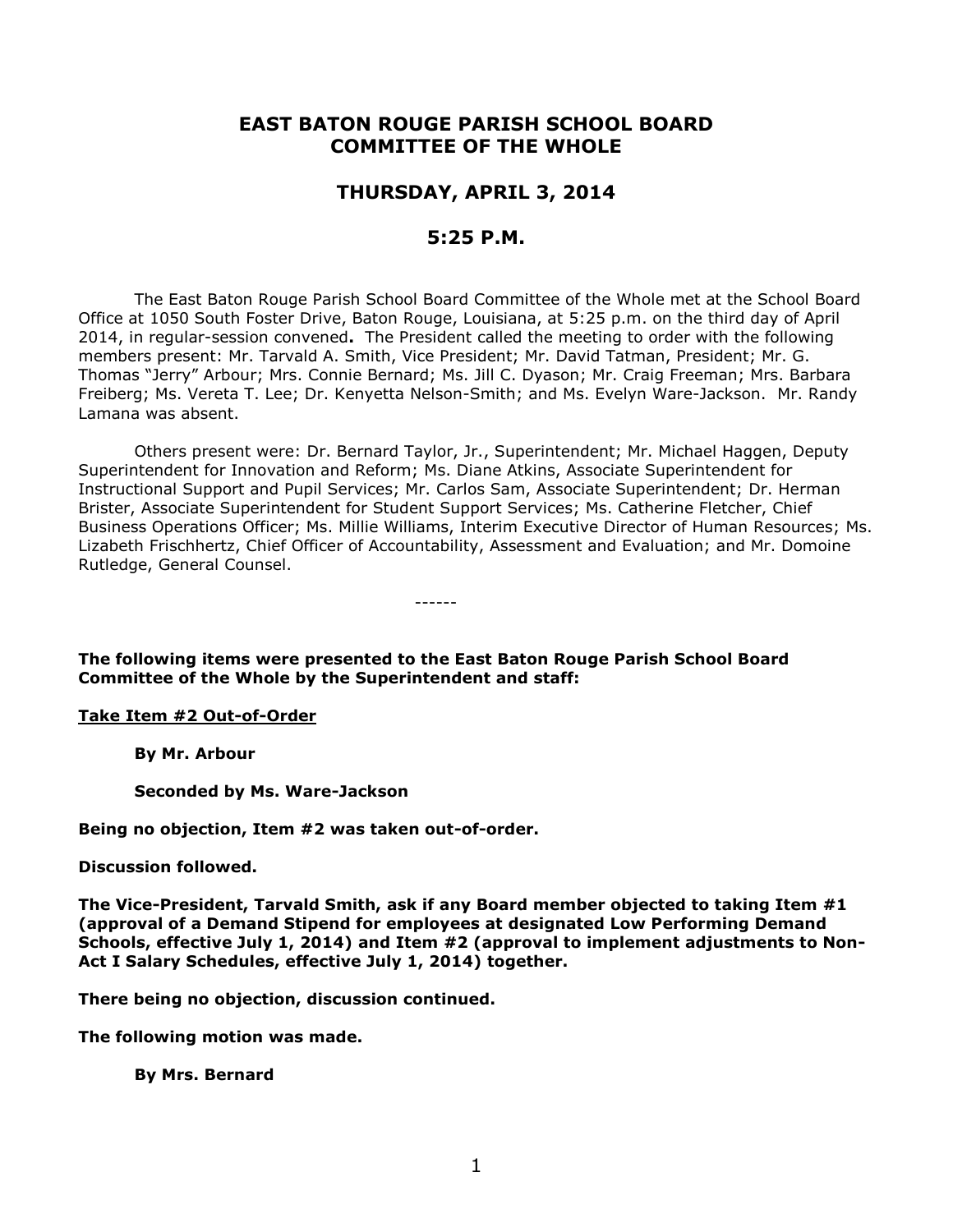# EAST BATON ROUGE PARISH SCHOOL BOARD
# COMMITTEE OF THE WHOLE

## THURSDAY, APRIL 3, 2014

## 5:25 P.M.

The East Baton Rouge Parish School Board Committee of the Whole met at the School Board Office at 1050 South Foster Drive, Baton Rouge, Louisiana, at 5:25 p.m. on the third day of April 2014, in regular-session convened**.** The President called the meeting to order with the following members present: Mr. Tarvald A. Smith, Vice President; Mr. David Tatman, President; Mr. G. Thomas "Jerry" Arbour; Mrs. Connie Bernard; Ms. Jill C. Dyason; Mr. Craig Freeman; Mrs. Barbara Freiberg; Ms. Vereta T. Lee; Dr. Kenyetta Nelson-Smith; and Ms. Evelyn Ware-Jackson. Mr. Randy Lamana was absent.

Others present were: Dr. Bernard Taylor, Jr., Superintendent; Mr. Michael Haggen, Deputy Superintendent for Innovation and Reform; Ms. Diane Atkins, Associate Superintendent for Instructional Support and Pupil Services; Mr. Carlos Sam, Associate Superintendent; Dr. Herman Brister, Associate Superintendent for Student Support Services; Ms. Catherine Fletcher, Chief Business Operations Officer; Ms. Millie Williams, Interim Executive Director of Human Resources; Ms. Lizabeth Frischhertz, Chief Officer of Accountability, Assessment and Evaluation; and Mr. Domoine Rutledge, General Counsel.

------

**The following items were presented to the East Baton Rouge Parish School Board Committee of the Whole by the Superintendent and staff:**

**<u>Take Item #2 Out-of-Order</u>**

**By Mr. Arbour**

**Seconded by Ms. Ware-Jackson**

**Being no objection, Item #2 was taken out-of-order.**

**Discussion followed.**

**The Vice-President, Tarvald Smith, ask if any Board member objected to taking Item #1 (approval of a Demand Stipend for employees at designated Low Performing Demand Schools, effective July 1, 2014) and Item #2 (approval to implement adjustments to Non-Act I Salary Schedules, effective July 1, 2014) together.**

**There being no objection, discussion continued.**

**The following motion was made.**

**By Mrs. Bernard**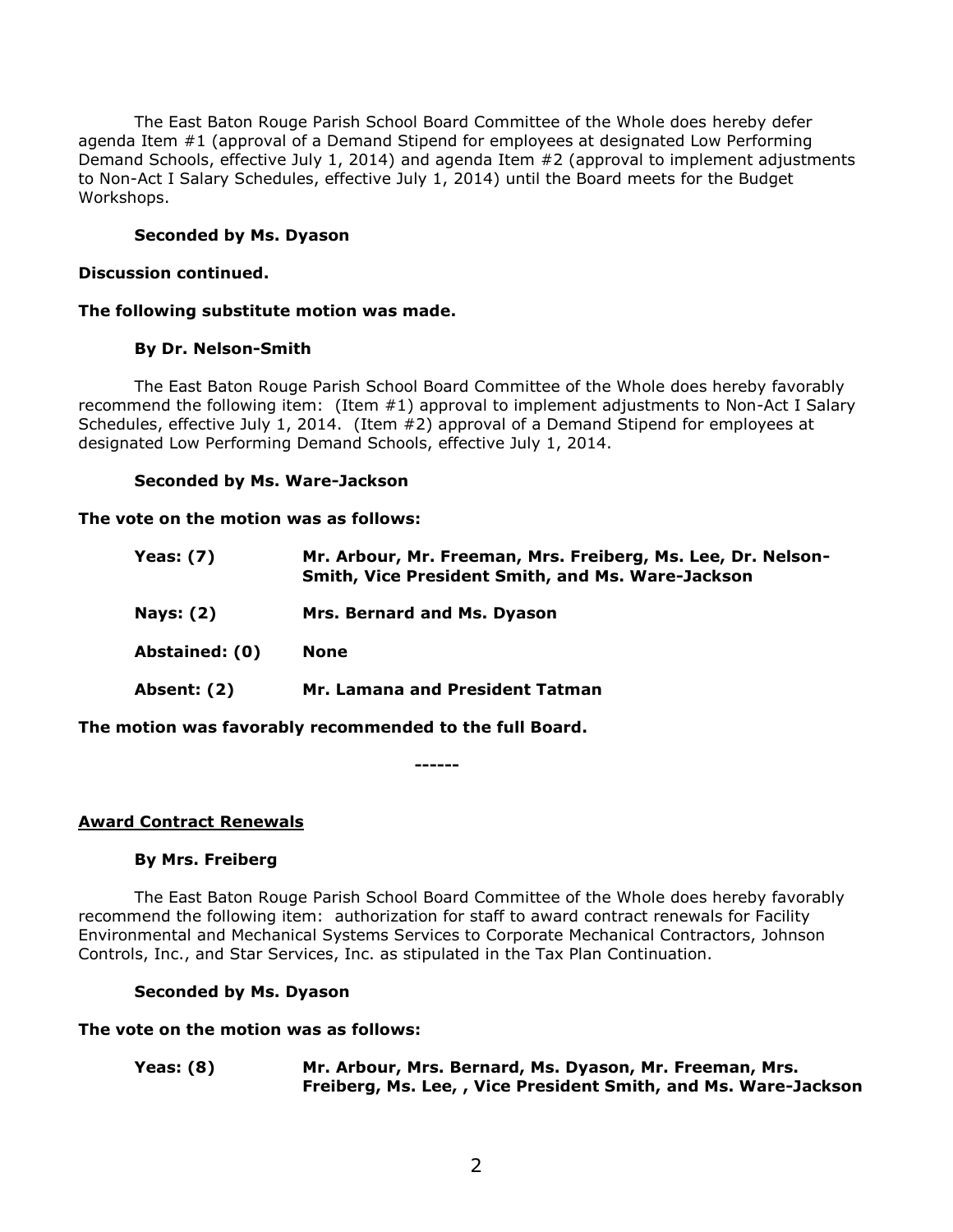The East Baton Rouge Parish School Board Committee of the Whole does hereby defer agenda Item #1 (approval of a Demand Stipend for employees at designated Low Performing Demand Schools, effective July 1, 2014) and agenda Item #2 (approval to implement adjustments to Non-Act I Salary Schedules, effective July 1, 2014) until the Board meets for the Budget Workshops.

**Seconded by Ms. Dyason**

**Discussion continued.**

**The following substitute motion was made.**

**By Dr. Nelson-Smith**

The East Baton Rouge Parish School Board Committee of the Whole does hereby favorably recommend the following item: (Item #1) approval to implement adjustments to Non-Act I Salary Schedules, effective July 1, 2014. (Item #2) approval of a Demand Stipend for employees at designated Low Performing Demand Schools, effective July 1, 2014.

**Seconded by Ms. Ware-Jackson**

**The vote on the motion was as follows:**

| | |
|---|---|
| **Yeas: (7)** | **Mr. Arbour, Mr. Freeman, Mrs. Freiberg, Ms. Lee, Dr. Nelson-Smith, Vice President Smith, and Ms. Ware-Jackson** |
| **Nays: (2)** | **Mrs. Bernard and Ms. Dyason** |
| **Abstained: (0)** | **None** |
| **Absent: (2)** | **Mr. Lamana and President Tatman** |

**The motion was favorably recommended to the full Board.**

------

**Award Contract Renewals**

**By Mrs. Freiberg**

The East Baton Rouge Parish School Board Committee of the Whole does hereby favorably recommend the following item: authorization for staff to award contract renewals for Facility Environmental and Mechanical Systems Services to Corporate Mechanical Contractors, Johnson Controls, Inc., and Star Services, Inc. as stipulated in the Tax Plan Continuation.

**Seconded by Ms. Dyason**

**The vote on the motion was as follows:**

| | |
|---|---|
| **Yeas: (8)** | **Mr. Arbour, Mrs. Bernard, Ms. Dyason, Mr. Freeman, Mrs. Freiberg, Ms. Lee, , Vice President Smith, and Ms. Ware-Jackson** |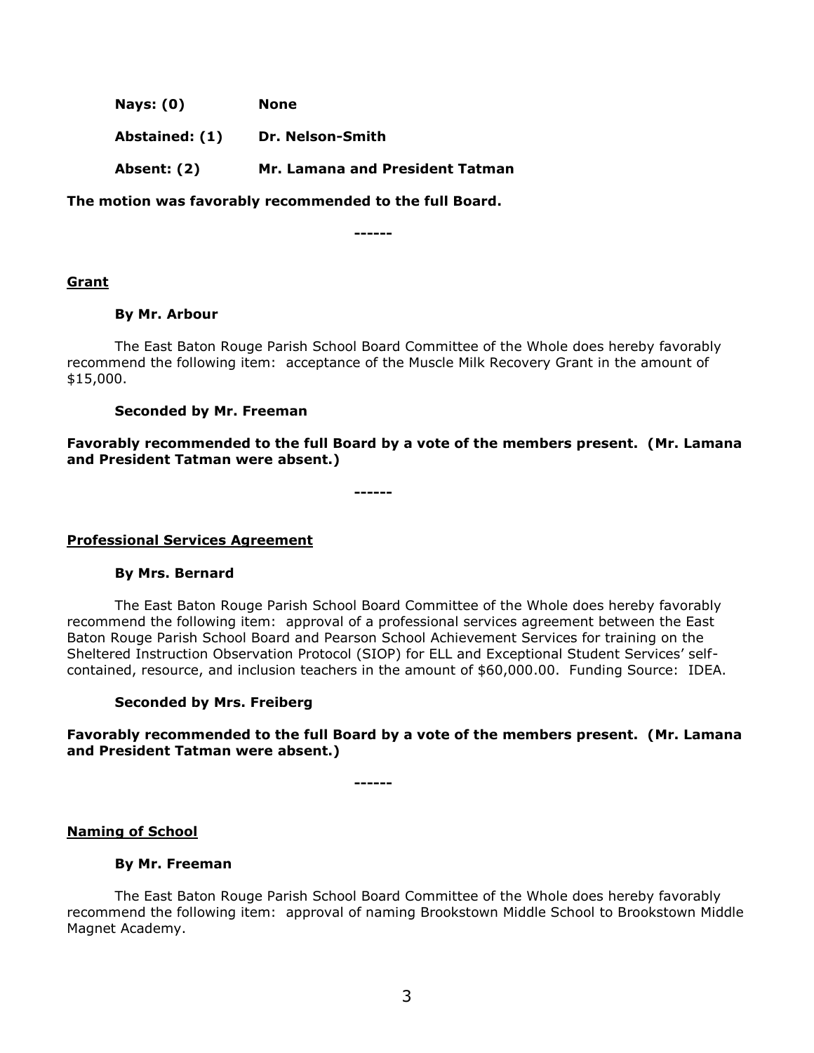**Nays: (0)** **None**

**Abstained: (1)** **Dr. Nelson-Smith**

**Absent: (2)** **Mr. Lamana and President Tatman**

**The motion was favorably recommended to the full Board.**

**------**

**Grant**

**By Mr. Arbour**

The East Baton Rouge Parish School Board Committee of the Whole does hereby favorably recommend the following item: acceptance of the Muscle Milk Recovery Grant in the amount of $15,000.

**Seconded by Mr. Freeman**

**Favorably recommended to the full Board by a vote of the members present. (Mr. Lamana and President Tatman were absent.)**

**------**

**Professional Services Agreement**

**By Mrs. Bernard**

The East Baton Rouge Parish School Board Committee of the Whole does hereby favorably recommend the following item: approval of a professional services agreement between the East Baton Rouge Parish School Board and Pearson School Achievement Services for training on the Sheltered Instruction Observation Protocol (SIOP) for ELL and Exceptional Student Services' self-contained, resource, and inclusion teachers in the amount of $60,000.00. Funding Source: IDEA.

**Seconded by Mrs. Freiberg**

**Favorably recommended to the full Board by a vote of the members present. (Mr. Lamana and President Tatman were absent.)**

**------**

**Naming of School**

**By Mr. Freeman**

The East Baton Rouge Parish School Board Committee of the Whole does hereby favorably recommend the following item: approval of naming Brookstown Middle School to Brookstown Middle Magnet Academy.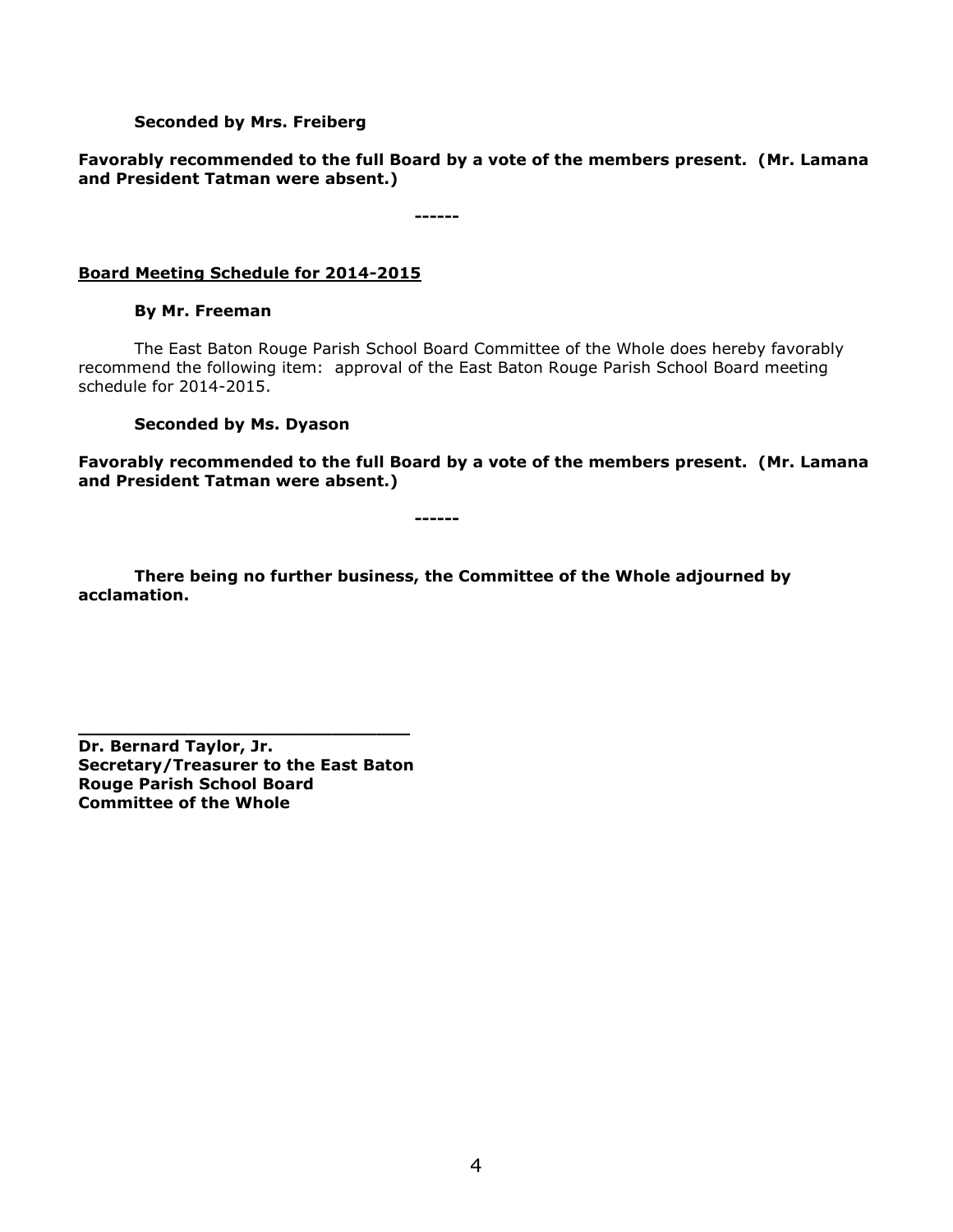**Seconded by Mrs. Freiberg**

**Favorably recommended to the full Board by a vote of the members present. (Mr. Lamana and President Tatman were absent.)**

------

**Board Meeting Schedule for 2014-2015**

**By Mr. Freeman**

The East Baton Rouge Parish School Board Committee of the Whole does hereby favorably recommend the following item: approval of the East Baton Rouge Parish School Board meeting schedule for 2014-2015.

**Seconded by Ms. Dyason**

**Favorably recommended to the full Board by a vote of the members present. (Mr. Lamana and President Tatman were absent.)**

------

**There being no further business, the Committee of the Whole adjourned by acclamation.**

\_\_\_\_\_\_\_\_\_\_\_\_\_\_\_\_\_\_\_\_\_\_\_\_\_\_\_\_\_\_\_\_

**Dr. Bernard Taylor, Jr.**
**Secretary/Treasurer to the East Baton Rouge Parish School Board Committee of the Whole**